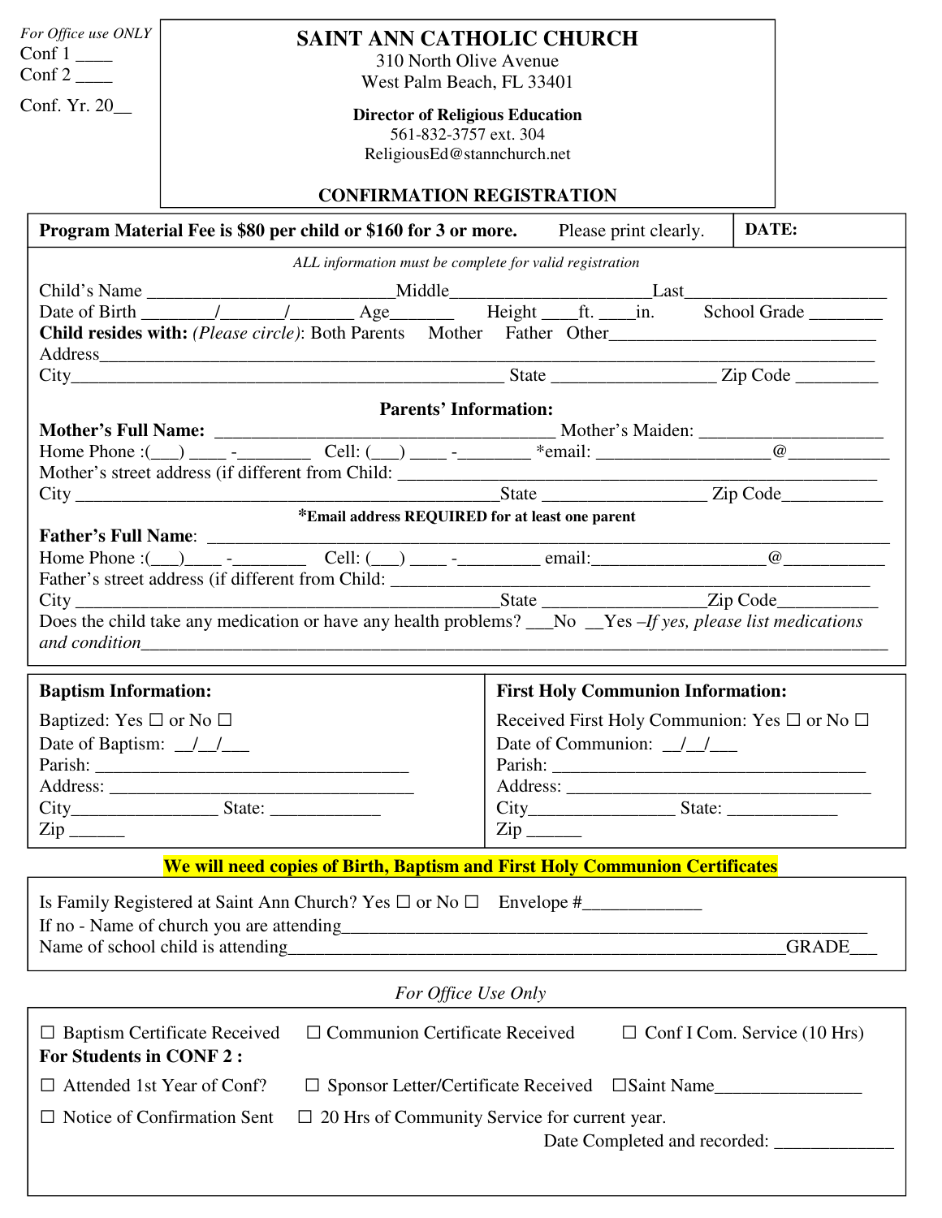*For Office use ONLY*
Conf 1 ____
Conf 2 ____
Conf. Yr. 20__

# SAINT ANN CATHOLIC CHURCH

310 North Olive Avenue
West Palm Beach, FL 33401

**Director of Religious Education**
561-832-3757 ext. 304
ReligiousEd@stannchurch.net

**CONFIRMATION REGISTRATION**

**Program Material Fee is $80 per child or $160 for 3 or more.** Please print clearly. **DATE:**

*ALL information must be complete for valid registration*

Child's Name ___________________________Middle_____________________Last______________________
Date of Birth ________/_______/_______ Age_______ Height ____ft. ____in. School Grade ________
**Child resides with:** *(Please circle)*: Both Parents Mother Father Other______________________________
Address____________________________________________________________________________________
City_______________________________________________ State _________________ Zip Code _________

**Parents' Information:**

**Mother's Full Name:** ______________________________________ Mother's Maiden: _____________________
Home Phone :(___) ____ -________ Cell: (___) ____ -________ *email: ___________________@___________
Mother's street address (if different from Child: _________________________________________________
City ______________________________________________State _________________ Zip Code___________

**\*Email address REQUIRED for at least one parent**

**Father's Full Name**: ____________________________________________________________________________
Home Phone :(___)____ -________ Cell: (___) ____ -_________ email:__________________@___________
Father's street address (if different from Child: _________________________________________________
City ______________________________________________State _________________Zip Code___________
Does the child take any medication or have any health problems? ___No __Yes –*If yes, please list medications and condition*_____________________________________________________________________________

**Baptism Information:**

Baptized: Yes ☐ or No ☐
Date of Baptism: __/__/___
Parish: ___________________________________
Address: __________________________________
City________________ State: ____________
Zip ______

**First Holy Communion Information:**

Received First Holy Communion: Yes ☐ or No ☐
Date of Communion: __/__/___
Parish: ___________________________________
Address: __________________________________
City________________ State: ____________
Zip ______

**We will need copies of Birth, Baptism and First Holy Communion Certificates**

Is Family Registered at Saint Ann Church? Yes ☐ or No ☐ Envelope #_____________
If no - Name of church you are attending____________________________________________________________
Name of school child is attending________________________________________________________GRADE___

*For Office Use Only*

☐ Baptism Certificate Received ☐ Communion Certificate Received ☐ Conf I Com. Service (10 Hrs)

**For Students in CONF 2 :**

☐ Attended 1st Year of Conf? ☐ Sponsor Letter/Certificate Received ☐Saint Name________________

☐ Notice of Confirmation Sent ☐ 20 Hrs of Community Service for current year.

Date Completed and recorded: _____________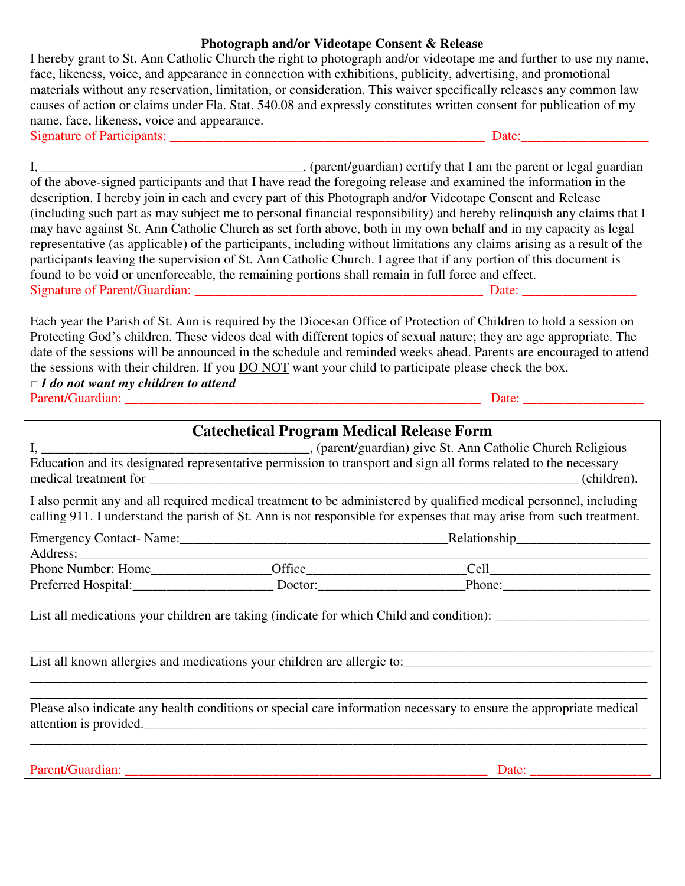**Photograph and/or Videotape Consent & Release**

I hereby grant to St. Ann Catholic Church the right to photograph and/or videotape me and further to use my name, face, likeness, voice, and appearance in connection with exhibitions, publicity, advertising, and promotional materials without any reservation, limitation, or consideration. This waiver specifically releases any common law causes of action or claims under Fla. Stat. 540.08 and expressly constitutes written consent for publication of my name, face, likeness, voice and appearance.

Signature of Participants: ________________________________________________ Date:__________________

I, ______________________________________, (parent/guardian) certify that I am the parent or legal guardian of the above-signed participants and that I have read the foregoing release and examined the information in the description. I hereby join in each and every part of this Photograph and/or Videotape Consent and Release (including such part as may subject me to personal financial responsibility) and hereby relinquish any claims that I may have against St. Ann Catholic Church as set forth above, both in my own behalf and in my capacity as legal representative (as applicable) of the participants, including without limitations any claims arising as a result of the participants leaving the supervision of St. Ann Catholic Church. I agree that if any portion of this document is found to be void or unenforceable, the remaining portions shall remain in full force and effect.

Signature of Parent/Guardian: _____________________________________________ Date: ________________

Each year the Parish of St. Ann is required by the Diocesan Office of Protection of Children to hold a session on Protecting God's children. These videos deal with different topics of sexual nature; they are age appropriate. The date of the sessions will be announced in the schedule and reminded weeks ahead. Parents are encouraged to attend the sessions with their children. If you DO NOT want your child to participate please check the box.

□ ***I do not want my children to attend***

Parent/Guardian: _______________________________________________________ Date: _________________

## Catechetical Program Medical Release Form

I, ________________________________________, (parent/guardian) give St. Ann Catholic Church Religious Education and its designated representative permission to transport and sign all forms related to the necessary medical treatment for _________________________________________________________________ (children).

I also permit any and all required medical treatment to be administered by qualified medical personnel, including calling 911. I understand the parish of St. Ann is not responsible for expenses that may arise from such treatment.

Emergency Contact- Name:________________________________________Relationship___________________

Address:______________________________________________________________________________________

Phone Number: Home_________________Office_______________________Cell________________________

Preferred Hospital:_____________________ Doctor:_____________________Phone:______________________

List all medications your children are taking (indicate for which Child and condition): _______________________

______________________________________________________________________________________________

List all known allergies and medications your children are allergic to:_____________________________________

______________________________________________________________________________________________

______________________________________________________________________________________________

Please also indicate any health conditions or special care information necessary to ensure the appropriate medical attention is provided.______________________________________________________________________________

______________________________________________________________________________________________

Parent/Guardian: _________________________________________________________ Date: _________________